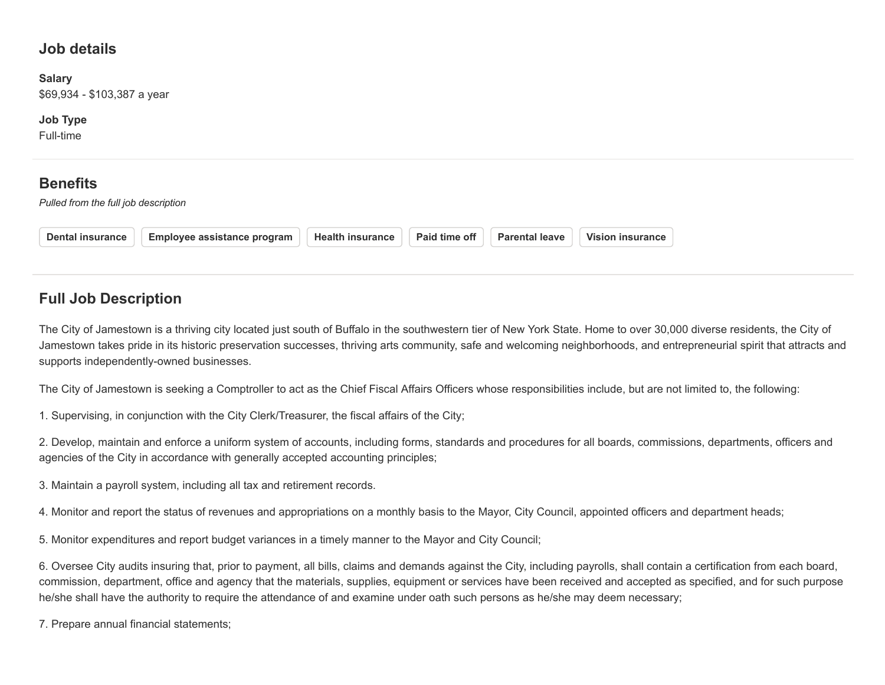## Job details

**Salary**
$69,934 - $103,387 a year

**Job Type**
Full-time

## Benefits

*Pulled from the full job description*

**Dental insurance** **Employee assistance program** **Health insurance** **Paid time off** **Parental leave** **Vision insurance**

## Full Job Description

The City of Jamestown is a thriving city located just south of Buffalo in the southwestern tier of New York State. Home to over 30,000 diverse residents, the City of Jamestown takes pride in its historic preservation successes, thriving arts community, safe and welcoming neighborhoods, and entrepreneurial spirit that attracts and supports independently-owned businesses.

The City of Jamestown is seeking a Comptroller to act as the Chief Fiscal Affairs Officers whose responsibilities include, but are not limited to, the following:

1. Supervising, in conjunction with the City Clerk/Treasurer, the fiscal affairs of the City;

2. Develop, maintain and enforce a uniform system of accounts, including forms, standards and procedures for all boards, commissions, departments, officers and agencies of the City in accordance with generally accepted accounting principles;

3. Maintain a payroll system, including all tax and retirement records.

4. Monitor and report the status of revenues and appropriations on a monthly basis to the Mayor, City Council, appointed officers and department heads;

5. Monitor expenditures and report budget variances in a timely manner to the Mayor and City Council;

6. Oversee City audits insuring that, prior to payment, all bills, claims and demands against the City, including payrolls, shall contain a certification from each board, commission, department, office and agency that the materials, supplies, equipment or services have been received and accepted as specified, and for such purpose he/she shall have the authority to require the attendance of and examine under oath such persons as he/she may deem necessary;

7. Prepare annual financial statements;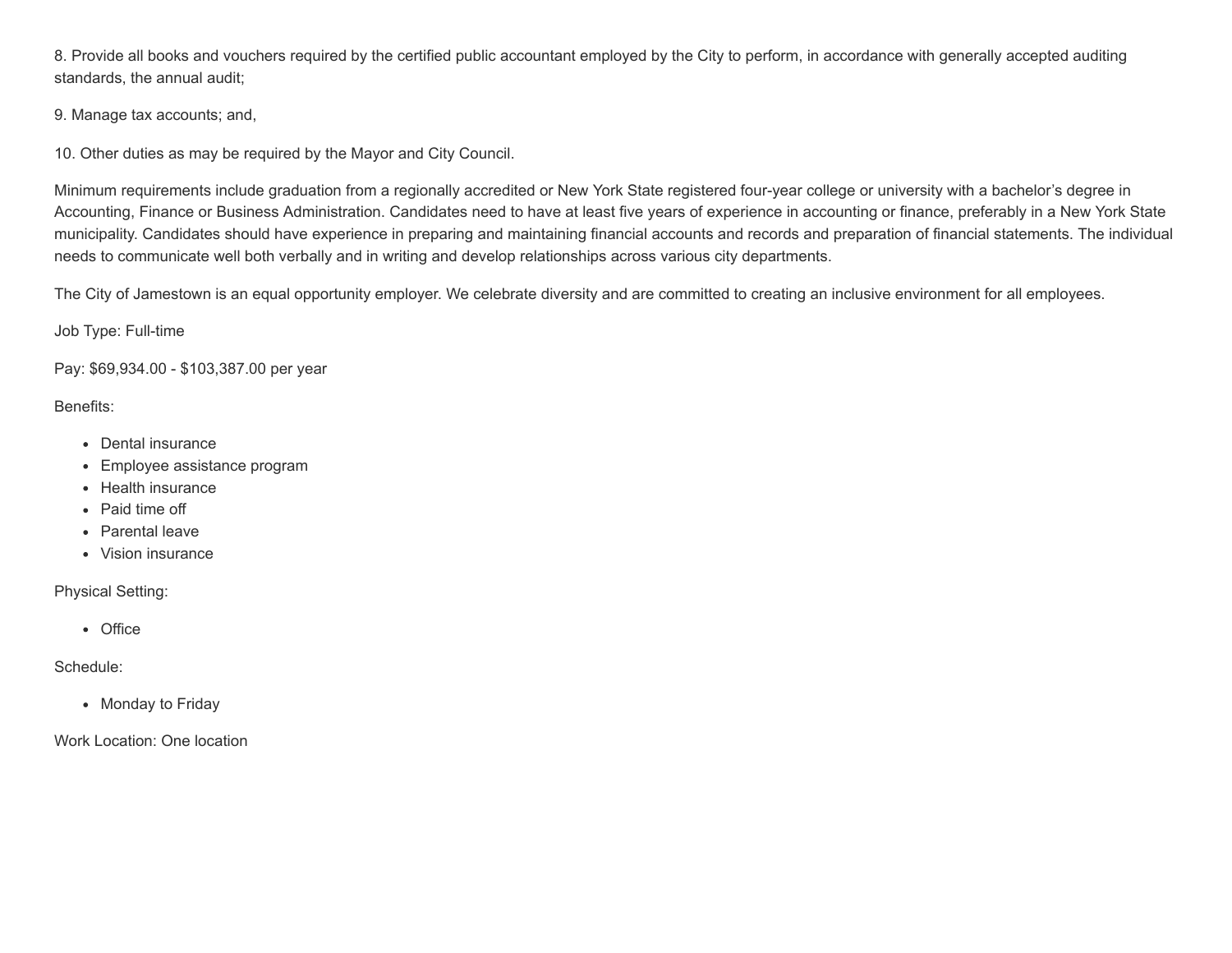8. Provide all books and vouchers required by the certified public accountant employed by the City to perform, in accordance with generally accepted auditing standards, the annual audit;

9. Manage tax accounts; and,

10. Other duties as may be required by the Mayor and City Council.

Minimum requirements include graduation from a regionally accredited or New York State registered four-year college or university with a bachelor's degree in Accounting, Finance or Business Administration. Candidates need to have at least five years of experience in accounting or finance, preferably in a New York State municipality. Candidates should have experience in preparing and maintaining financial accounts and records and preparation of financial statements. The individual needs to communicate well both verbally and in writing and develop relationships across various city departments.

The City of Jamestown is an equal opportunity employer. We celebrate diversity and are committed to creating an inclusive environment for all employees.

Job Type: Full-time

Pay: $69,934.00 - $103,387.00 per year

Benefits:

- Dental insurance
- Employee assistance program
- Health insurance
- Paid time off
- Parental leave
- Vision insurance

Physical Setting:

- Office

Schedule:

- Monday to Friday

Work Location: One location